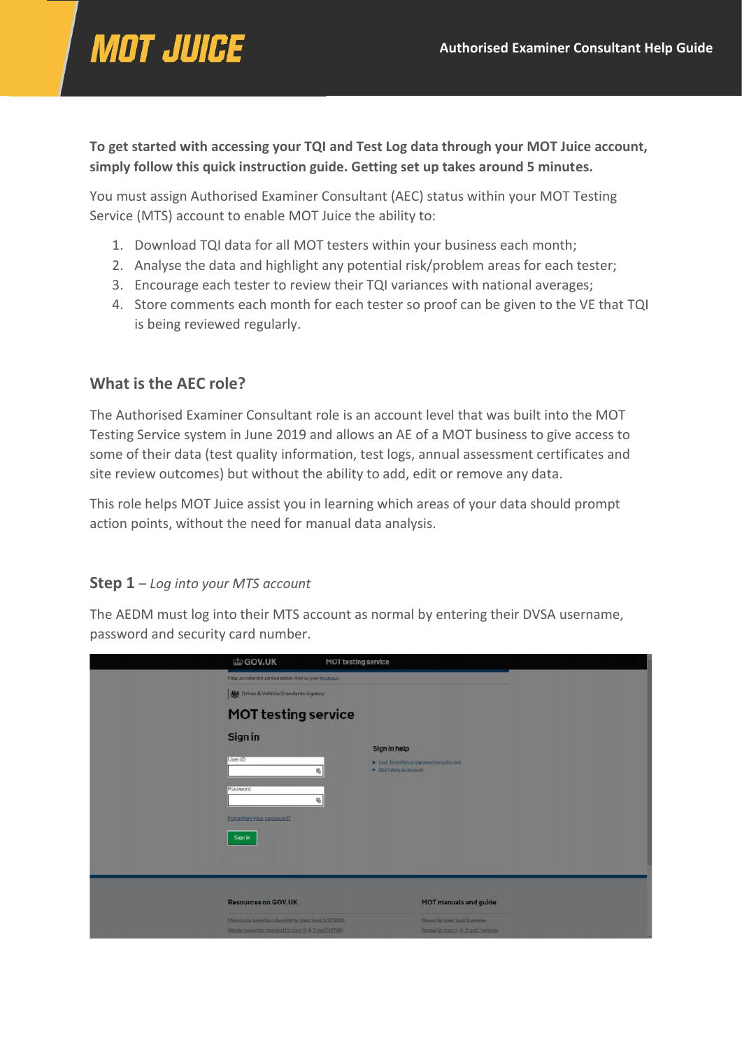# MOT JUICE

**Authorised Examiner Consultant Help Guide**

**To get started with accessing your TQI and Test Log data through your MOT Juice account, simply follow this quick instruction guide. Getting set up takes around 5 minutes.**

You must assign Authorised Examiner Consultant (AEC) status within your MOT Testing Service (MTS) account to enable MOT Juice the ability to:

1. Download TQI data for all MOT testers within your business each month;
2. Analyse the data and highlight any potential risk/problem areas for each tester;
3. Encourage each tester to review their TQI variances with national averages;
4. Store comments each month for each tester so proof can be given to the VE that TQI is being reviewed regularly.

## What is the AEC role?

The Authorised Examiner Consultant role is an account level that was built into the MOT Testing Service system in June 2019 and allows an AE of a MOT business to give access to some of their data (test quality information, test logs, annual assessment certificates and site review outcomes) but without the ability to add, edit or remove any data.

This role helps MOT Juice assist you in learning which areas of your data should prompt action points, without the need for manual data analysis.

### Step 1 – *Log into your MTS account*

The AEDM must log into their MTS account as normal by entering their DVSA username, password and security card number.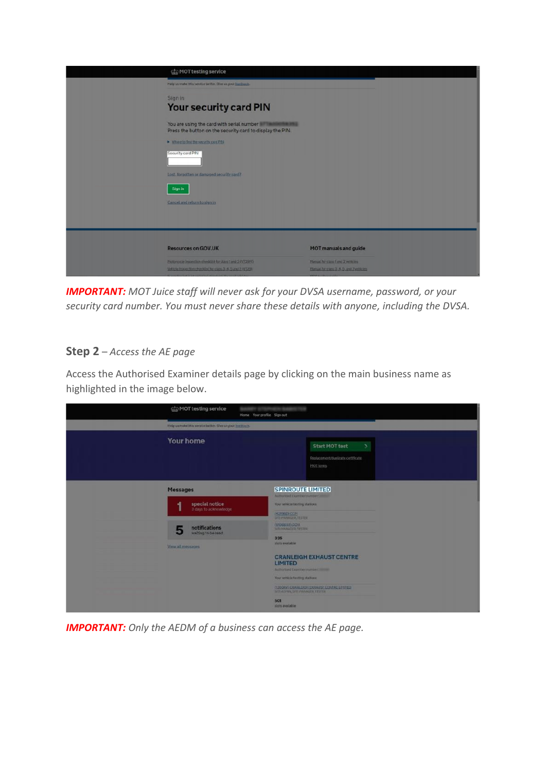**IMPORTANT:** *MOT Juice staff will never ask for your DVSA username, password, or your security card number. You must never share these details with anyone, including the DVSA.*

## Step 2 – *Access the AE page*

Access the Authorised Examiner details page by clicking on the main business name as highlighted in the image below.

**IMPORTANT:** *Only the AEDM of a business can access the AE page.*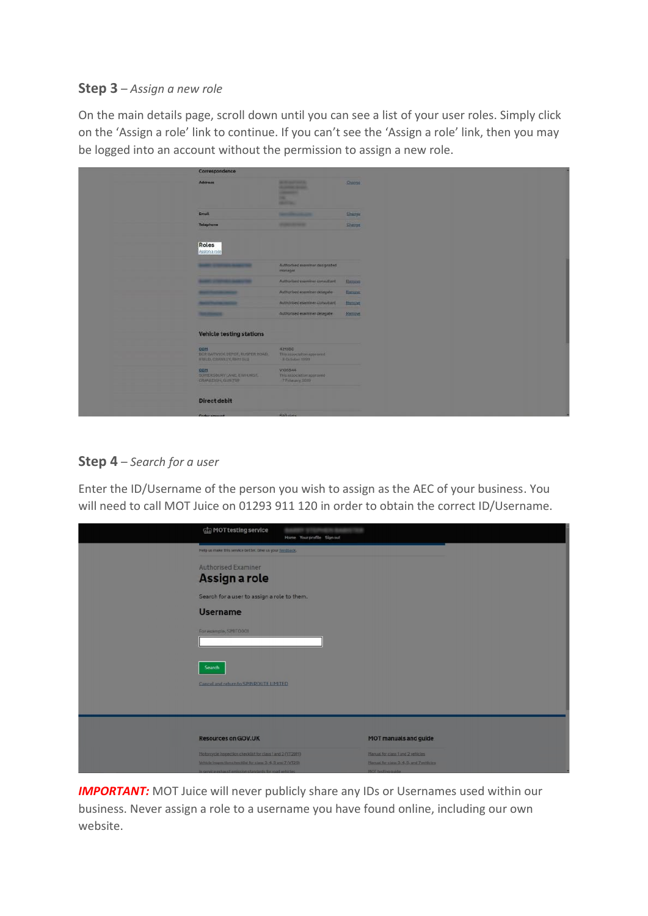**Step 3** – *Assign a new role*

On the main details page, scroll down until you can see a list of your user roles. Simply click on the 'Assign a role' link to continue. If you can't see the 'Assign a role' link, then you may be logged into an account without the permission to assign a new role.

**Step 4** – *Search for a user*

Enter the ID/Username of the person you wish to assign as the AEC of your business. You will need to call MOT Juice on 01293 911 120 in order to obtain the correct ID/Username.

***IMPORTANT:*** MOT Juice will never publicly share any IDs or Usernames used within our business. Never assign a role to a username you have found online, including our own website.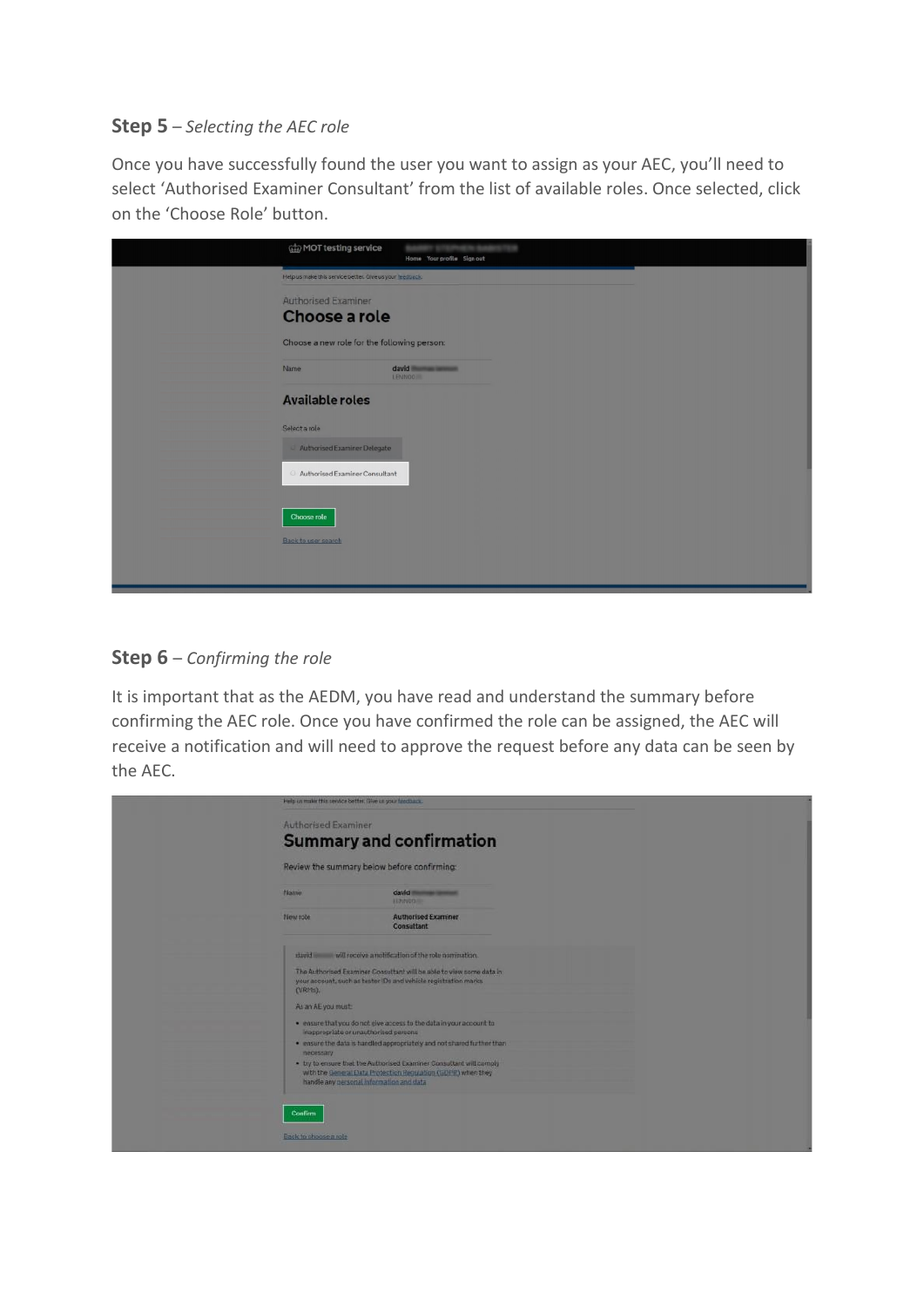**Step 5** – *Selecting the AEC role*

Once you have successfully found the user you want to assign as your AEC, you'll need to select 'Authorised Examiner Consultant' from the list of available roles. Once selected, click on the 'Choose Role' button.

**Step 6** – *Confirming the role*

It is important that as the AEDM, you have read and understand the summary before confirming the AEC role. Once you have confirmed the role can be assigned, the AEC will receive a notification and will need to approve the request before any data can be seen by the AEC.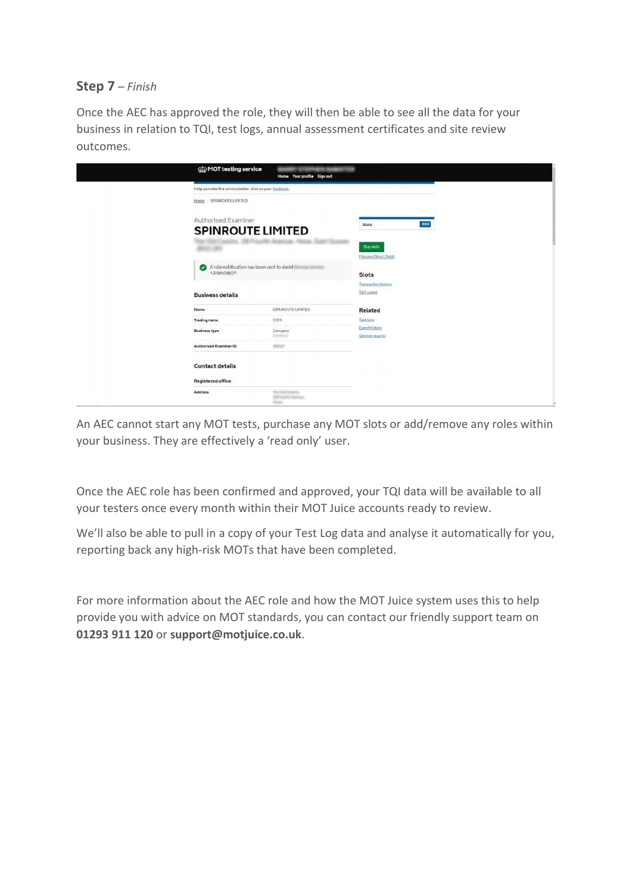**Step 7** – *Finish*

Once the AEC has approved the role, they will then be able to see all the data for your business in relation to TQI, test logs, annual assessment certificates and site review outcomes.

An AEC cannot start any MOT tests, purchase any MOT slots or add/remove any roles within your business. They are effectively a 'read only' user.

Once the AEC role has been confirmed and approved, your TQI data will be available to all your testers once every month within their MOT Juice accounts ready to review.

We'll also be able to pull in a copy of your Test Log data and analyse it automatically for you, reporting back any high-risk MOTs that have been completed.

For more information about the AEC role and how the MOT Juice system uses this to help provide you with advice on MOT standards, you can contact our friendly support team on **01293 911 120** or **support@motjuice.co.uk**.